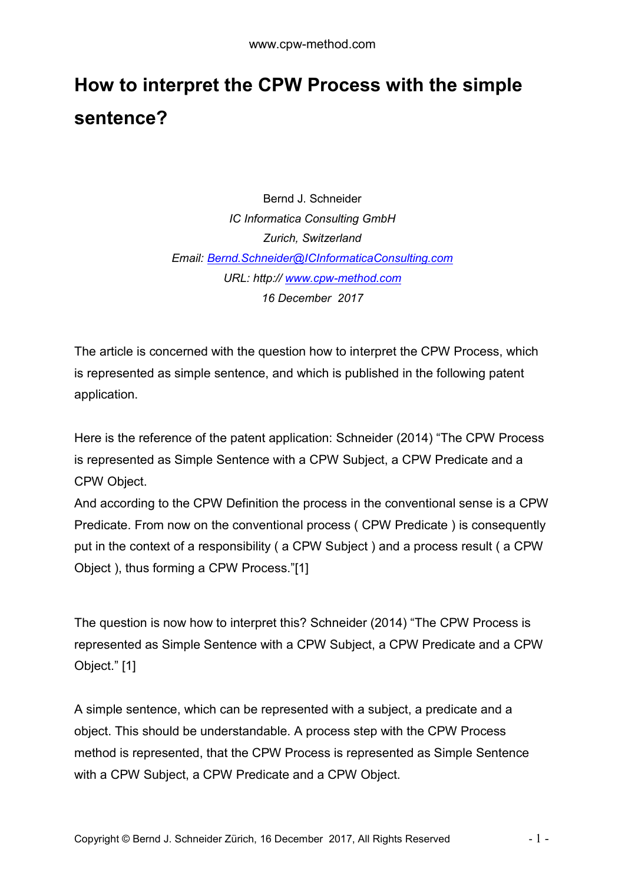# How to interpret the CPW Process with the simple sentence?

Bernd J. Schneider
*IC Informatica Consulting GmbH*
*Zurich, Switzerland*
*Email: [Bernd.Schneider@ICInformaticaConsulting.com](mailto:Bernd.Schneider@ICInformaticaConsulting.com)*
*URL: http:// [www.cpw-method.com](http://www.cpw-method.com)*
*16 December 2017*

The article is concerned with the question how to interpret the CPW Process, which is represented as simple sentence, and which is published in the following patent application.

Here is the reference of the patent application: Schneider (2014) "The CPW Process is represented as Simple Sentence with a CPW Subject, a CPW Predicate and a CPW Object.
And according to the CPW Definition the process in the conventional sense is a CPW Predicate. From now on the conventional process ( CPW Predicate ) is consequently put in the context of a responsibility ( a CPW Subject ) and a process result ( a CPW Object ), thus forming a CPW Process."[1]

The question is now how to interpret this? Schneider (2014) "The CPW Process is represented as Simple Sentence with a CPW Subject, a CPW Predicate and a CPW Object." [1]

A simple sentence, which can be represented with a subject, a predicate and a object. This should be understandable. A process step with the CPW Process method is represented, that the CPW Process is represented as Simple Sentence with a CPW Subject, a CPW Predicate and a CPW Object.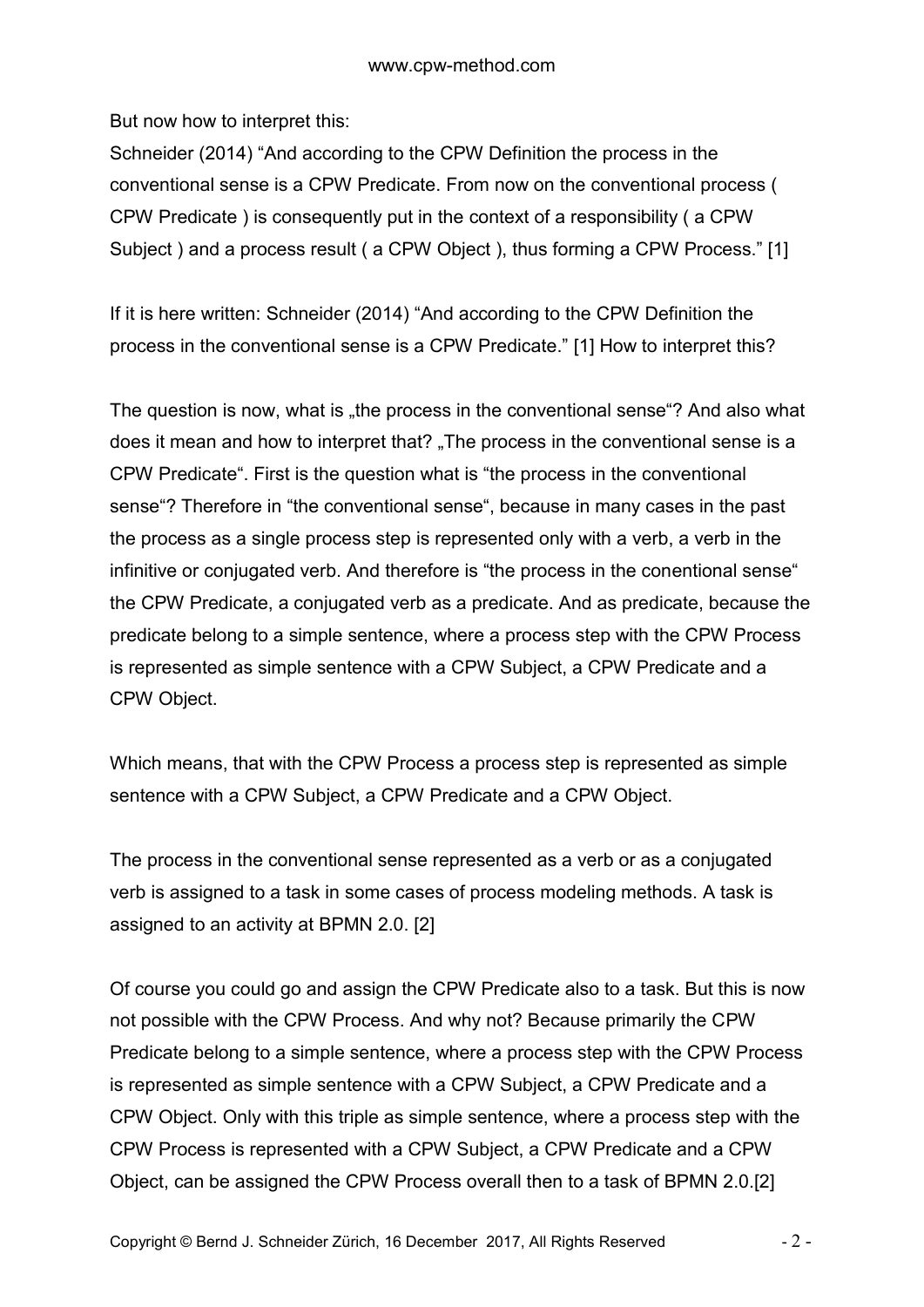But now how to interpret this:

Schneider (2014) “And according to the CPW Definition the process in the conventional sense is a CPW Predicate. From now on the conventional process ( CPW Predicate ) is consequently put in the context of a responsibility ( a CPW Subject ) and a process result ( a CPW Object ), thus forming a CPW Process.” [1]

If it is here written: Schneider (2014) “And according to the CPW Definition the process in the conventional sense is a CPW Predicate.” [1] How to interpret this?

The question is now, what is „the process in the conventional sense“? And also what does it mean and how to interpret that? „The process in the conventional sense is a CPW Predicate“. First is the question what is “the process in the conventional sense“? Therefore in “the conventional sense“, because in many cases in the past the process as a single process step is represented only with a verb, a verb in the infinitive or conjugated verb. And therefore is “the process in the conentional sense“ the CPW Predicate, a conjugated verb as a predicate. And as predicate, because the predicate belong to a simple sentence, where a process step with the CPW Process is represented as simple sentence with a CPW Subject, a CPW Predicate and a CPW Object.

Which means, that with the CPW Process a process step is represented as simple sentence with a CPW Subject, a CPW Predicate and a CPW Object.

The process in the conventional sense represented as a verb or as a conjugated verb is assigned to a task in some cases of process modeling methods. A task is assigned to an activity at BPMN 2.0. [2]

Of course you could go and assign the CPW Predicate also to a task. But this is now not possible with the CPW Process. And why not? Because primarily the CPW Predicate belong to a simple sentence, where a process step with the CPW Process is represented as simple sentence with a CPW Subject, a CPW Predicate and a CPW Object. Only with this triple as simple sentence, where a process step with the CPW Process is represented with a CPW Subject, a CPW Predicate and a CPW Object, can be assigned the CPW Process overall then to a task of BPMN 2.0.[2]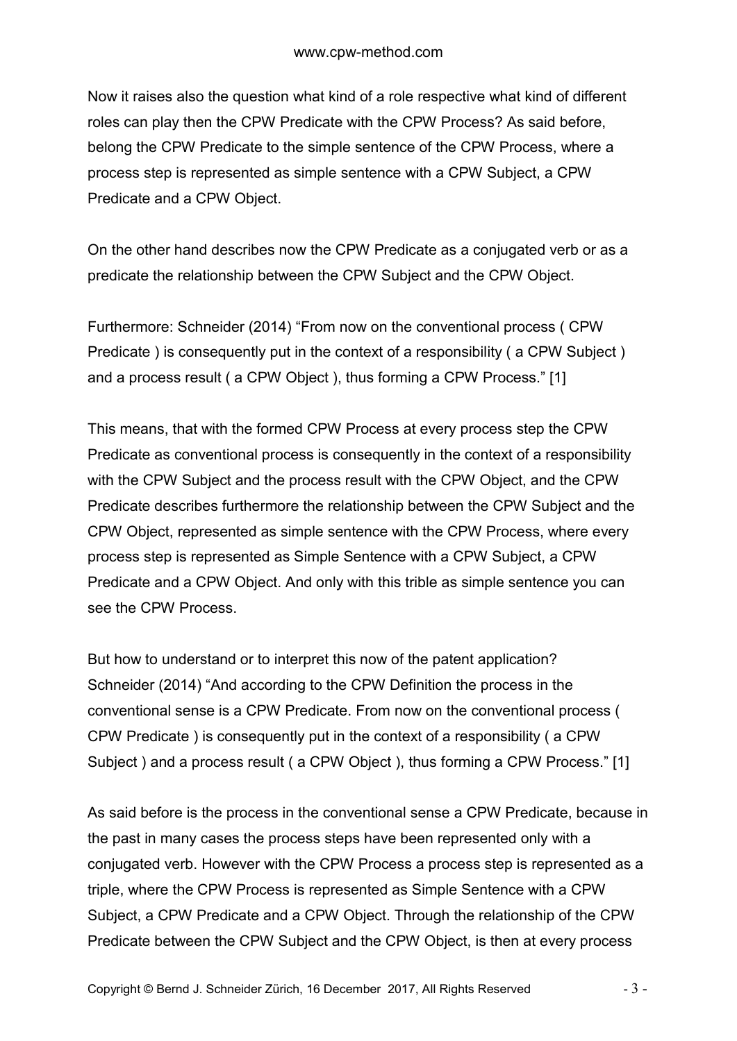Now it raises also the question what kind of a role respective what kind of different roles can play then the CPW Predicate with the CPW Process? As said before, belong the CPW Predicate to the simple sentence of the CPW Process, where a process step is represented as simple sentence with a CPW Subject, a CPW Predicate and a CPW Object.

On the other hand describes now the CPW Predicate as a conjugated verb or as a predicate the relationship between the CPW Subject and the CPW Object.

Furthermore: Schneider (2014) "From now on the conventional process ( CPW Predicate ) is consequently put in the context of a responsibility ( a CPW Subject ) and a process result ( a CPW Object ), thus forming a CPW Process." [1]

This means, that with the formed CPW Process at every process step the CPW Predicate as conventional process is consequently in the context of a responsibility with the CPW Subject and the process result with the CPW Object, and the CPW Predicate describes furthermore the relationship between the CPW Subject and the CPW Object, represented as simple sentence with the CPW Process, where every process step is represented as Simple Sentence with a CPW Subject, a CPW Predicate and a CPW Object. And only with this trible as simple sentence you can see the CPW Process.

But how to understand or to interpret this now of the patent application? Schneider (2014) "And according to the CPW Definition the process in the conventional sense is a CPW Predicate. From now on the conventional process ( CPW Predicate ) is consequently put in the context of a responsibility ( a CPW Subject ) and a process result ( a CPW Object ), thus forming a CPW Process." [1]

As said before is the process in the conventional sense a CPW Predicate, because in the past in many cases the process steps have been represented only with a conjugated verb. However with the CPW Process a process step is represented as a triple, where the CPW Process is represented as Simple Sentence with a CPW Subject, a CPW Predicate and a CPW Object. Through the relationship of the CPW Predicate between the CPW Subject and the CPW Object, is then at every process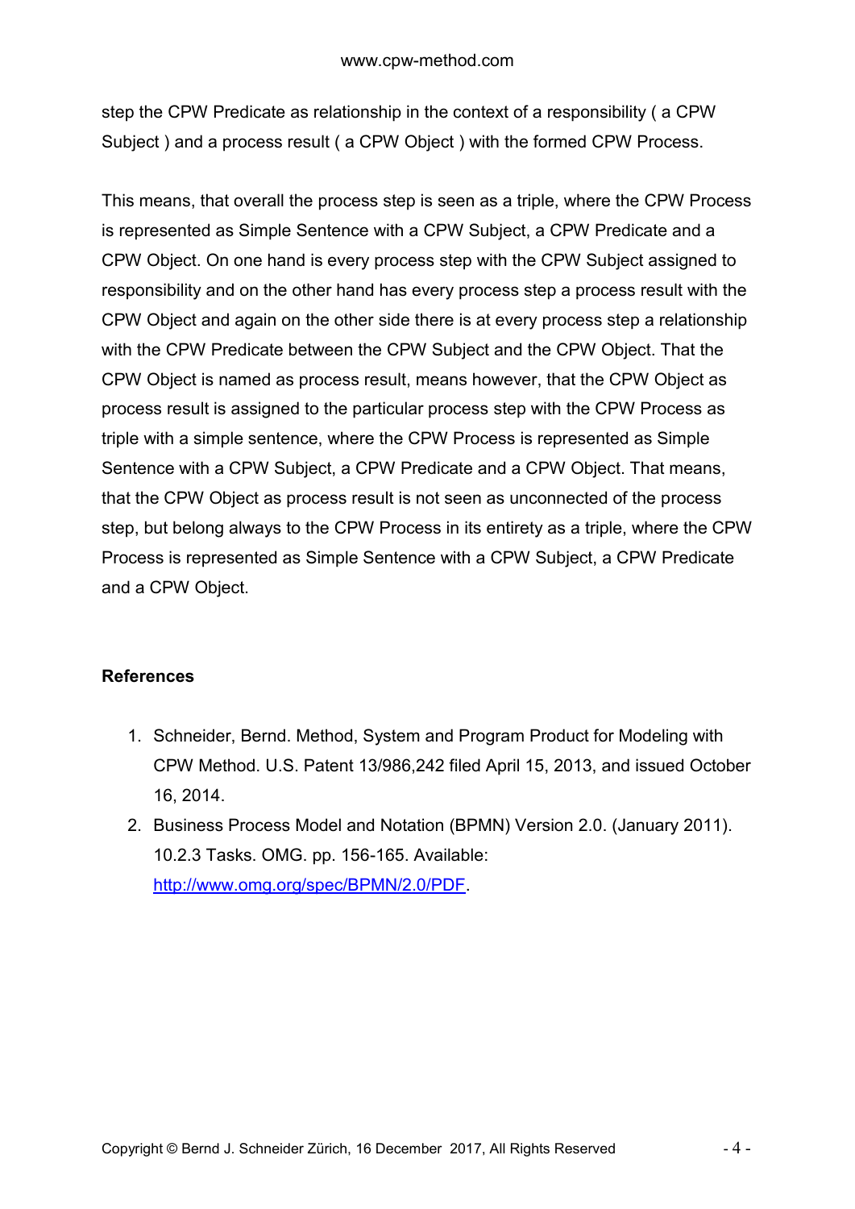step the CPW Predicate as relationship in the context of a responsibility ( a CPW Subject ) and a process result ( a CPW Object ) with the formed CPW Process.

This means, that overall the process step is seen as a triple, where the CPW Process is represented as Simple Sentence with a CPW Subject, a CPW Predicate and a CPW Object. On one hand is every process step with the CPW Subject assigned to responsibility and on the other hand has every process step a process result with the CPW Object and again on the other side there is at every process step a relationship with the CPW Predicate between the CPW Subject and the CPW Object. That the CPW Object is named as process result, means however, that the CPW Object as process result is assigned to the particular process step with the CPW Process as triple with a simple sentence, where the CPW Process is represented as Simple Sentence with a CPW Subject, a CPW Predicate and a CPW Object. That means, that the CPW Object as process result is not seen as unconnected of the process step, but belong always to the CPW Process in its entirety as a triple, where the CPW Process is represented as Simple Sentence with a CPW Subject, a CPW Predicate and a CPW Object.

**References**

1. Schneider, Bernd. Method, System and Program Product for Modeling with CPW Method. U.S. Patent 13/986,242 filed April 15, 2013, and issued October 16, 2014.
2. Business Process Model and Notation (BPMN) Version 2.0. (January 2011). 10.2.3 Tasks. OMG. pp. 156-165. Available: http://www.omg.org/spec/BPMN/2.0/PDF.

Copyright © Bernd J. Schneider Zürich, 16 December 2017, All Rights Reserved